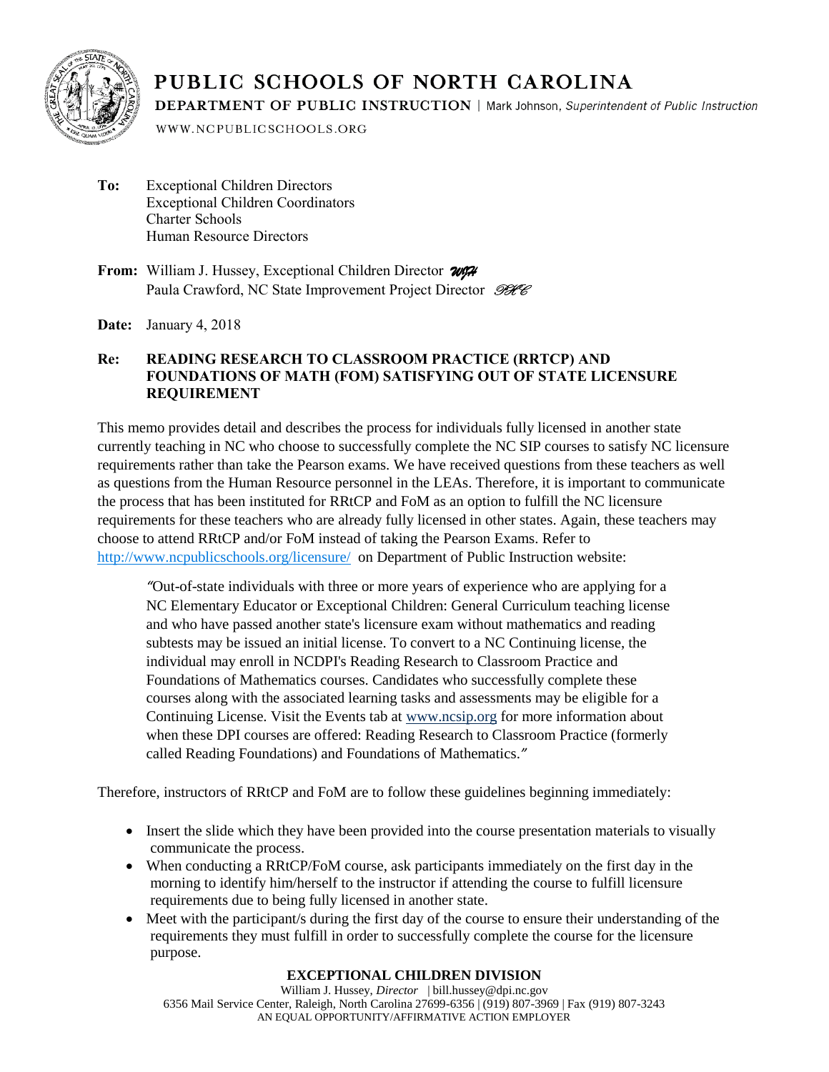# PUBLIC SCHOOLS OF NORTH CAROLINA

**DEPARTMENT OF PUBLIC INSTRUCTION** | Mark Johnson, *Superintendent of Public Instruction*

WWW.NCPUBLICSCHOOLS.ORG

**To:** Exceptional Children Directors
Exceptional Children Coordinators
Charter Schools
Human Resource Directors

**From:** William J. Hussey, Exceptional Children Director *WJH*
Paula Crawford, NC State Improvement Project Director *PHC*

**Date:** January 4, 2018

**Re: READING RESEARCH TO CLASSROOM PRACTICE (RRTCP) AND FOUNDATIONS OF MATH (FOM) SATISFYING OUT OF STATE LICENSURE REQUIREMENT**

This memo provides detail and describes the process for individuals fully licensed in another state currently teaching in NC who choose to successfully complete the NC SIP courses to satisfy NC licensure requirements rather than take the Pearson exams. We have received questions from these teachers as well as questions from the Human Resource personnel in the LEAs. Therefore, it is important to communicate the process that has been instituted for RRtCP and FoM as an option to fulfill the NC licensure requirements for these teachers who are already fully licensed in other states. Again, these teachers may choose to attend RRtCP and/or FoM instead of taking the Pearson Exams. Refer to http://www.ncpublicschools.org/licensure/ on Department of Public Instruction website:

> "Out-of-state individuals with three or more years of experience who are applying for a NC Elementary Educator or Exceptional Children: General Curriculum teaching license and who have passed another state's licensure exam without mathematics and reading subtests may be issued an initial license. To convert to a NC Continuing license, the individual may enroll in NCDPI's Reading Research to Classroom Practice and Foundations of Mathematics courses. Candidates who successfully complete these courses along with the associated learning tasks and assessments may be eligible for a Continuing License. Visit the Events tab at www.ncsip.org for more information about when these DPI courses are offered: Reading Research to Classroom Practice (formerly called Reading Foundations) and Foundations of Mathematics."

Therefore, instructors of RRtCP and FoM are to follow these guidelines beginning immediately:

- Insert the slide which they have been provided into the course presentation materials to visually communicate the process.
- When conducting a RRtCP/FoM course, ask participants immediately on the first day in the morning to identify him/herself to the instructor if attending the course to fulfill licensure requirements due to being fully licensed in another state.
- Meet with the participant/s during the first day of the course to ensure their understanding of the requirements they must fulfill in order to successfully complete the course for the licensure purpose.

**EXCEPTIONAL CHILDREN DIVISION**

William J. Hussey, *Director* | bill.hussey@dpi.nc.gov
6356 Mail Service Center, Raleigh, North Carolina 27699-6356 | (919) 807-3969 | Fax (919) 807-3243
AN EQUAL OPPORTUNITY/AFFIRMATIVE ACTION EMPLOYER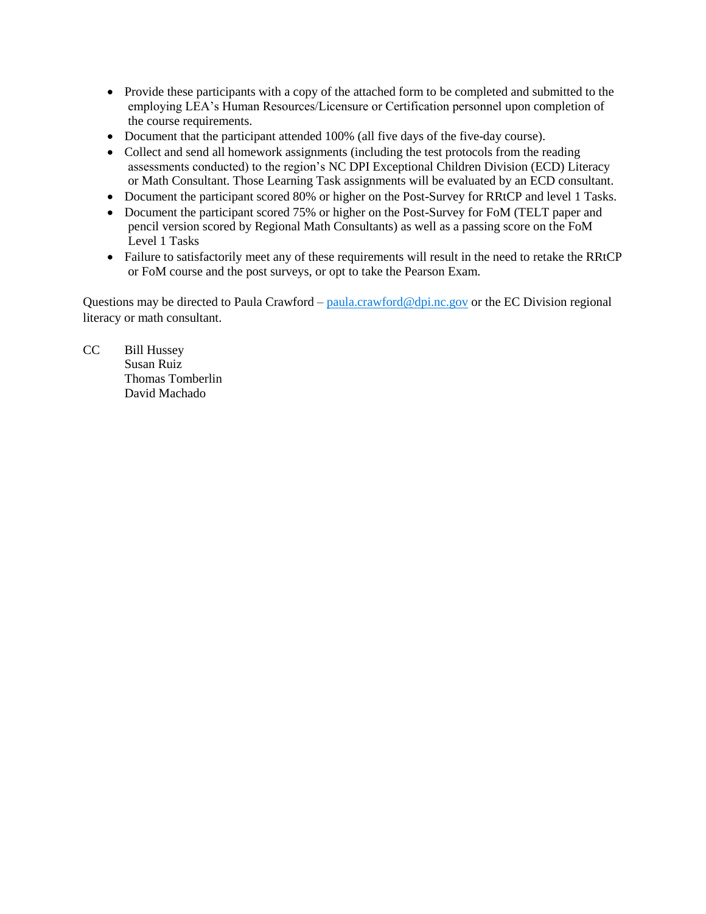- Provide these participants with a copy of the attached form to be completed and submitted to the employing LEA's Human Resources/Licensure or Certification personnel upon completion of the course requirements.
- Document that the participant attended 100% (all five days of the five-day course).
- Collect and send all homework assignments (including the test protocols from the reading assessments conducted) to the region's NC DPI Exceptional Children Division (ECD) Literacy or Math Consultant. Those Learning Task assignments will be evaluated by an ECD consultant.
- Document the participant scored 80% or higher on the Post-Survey for RRtCP and level 1 Tasks.
- Document the participant scored 75% or higher on the Post-Survey for FoM (TELT paper and pencil version scored by Regional Math Consultants) as well as a passing score on the FoM Level 1 Tasks
- Failure to satisfactorily meet any of these requirements will result in the need to retake the RRtCP or FoM course and the post surveys, or opt to take the Pearson Exam.

Questions may be directed to Paula Crawford – [paula.crawford@dpi.nc.gov](mailto:paula.crawford@dpi.nc.gov) or the EC Division regional literacy or math consultant.

CC Bill Hussey
Susan Ruiz
Thomas Tomberlin
David Machado